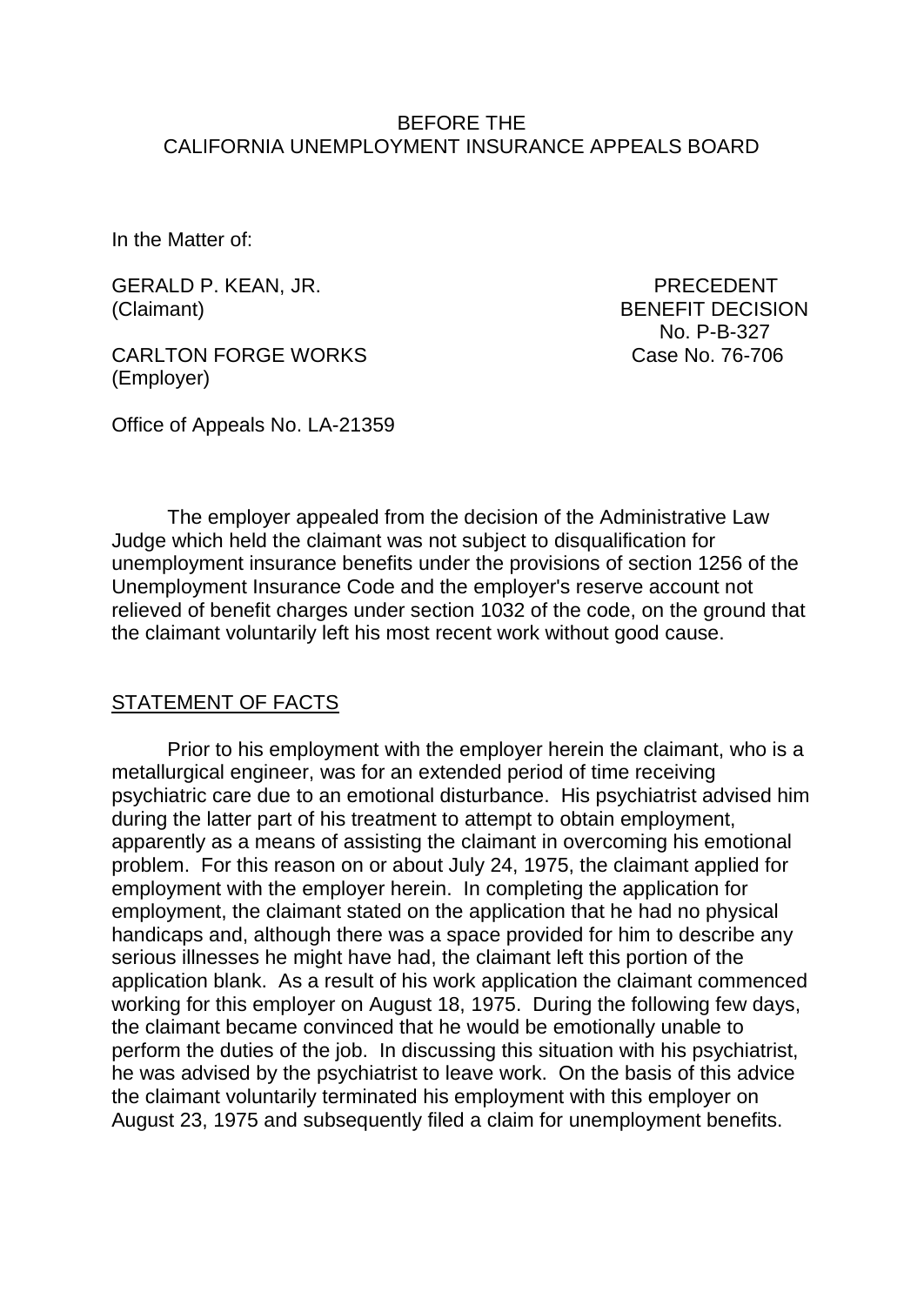BEFORE THE
CALIFORNIA UNEMPLOYMENT INSURANCE APPEALS BOARD

In the Matter of:

GERALD P. KEAN, JR.
(Claimant)

PRECEDENT
BENEFIT DECISION
No. P-B-327
Case No. 76-706

CARLTON FORGE WORKS
(Employer)

Office of Appeals No. LA-21359

The employer appealed from the decision of the Administrative Law Judge which held the claimant was not subject to disqualification for unemployment insurance benefits under the provisions of section 1256 of the Unemployment Insurance Code and the employer's reserve account not relieved of benefit charges under section 1032 of the code, on the ground that the claimant voluntarily left his most recent work without good cause.

## STATEMENT OF FACTS

Prior to his employment with the employer herein the claimant, who is a metallurgical engineer, was for an extended period of time receiving psychiatric care due to an emotional disturbance. His psychiatrist advised him during the latter part of his treatment to attempt to obtain employment, apparently as a means of assisting the claimant in overcoming his emotional problem. For this reason on or about July 24, 1975, the claimant applied for employment with the employer herein. In completing the application for employment, the claimant stated on the application that he had no physical handicaps and, although there was a space provided for him to describe any serious illnesses he might have had, the claimant left this portion of the application blank. As a result of his work application the claimant commenced working for this employer on August 18, 1975. During the following few days, the claimant became convinced that he would be emotionally unable to perform the duties of the job. In discussing this situation with his psychiatrist, he was advised by the psychiatrist to leave work. On the basis of this advice the claimant voluntarily terminated his employment with this employer on August 23, 1975 and subsequently filed a claim for unemployment benefits.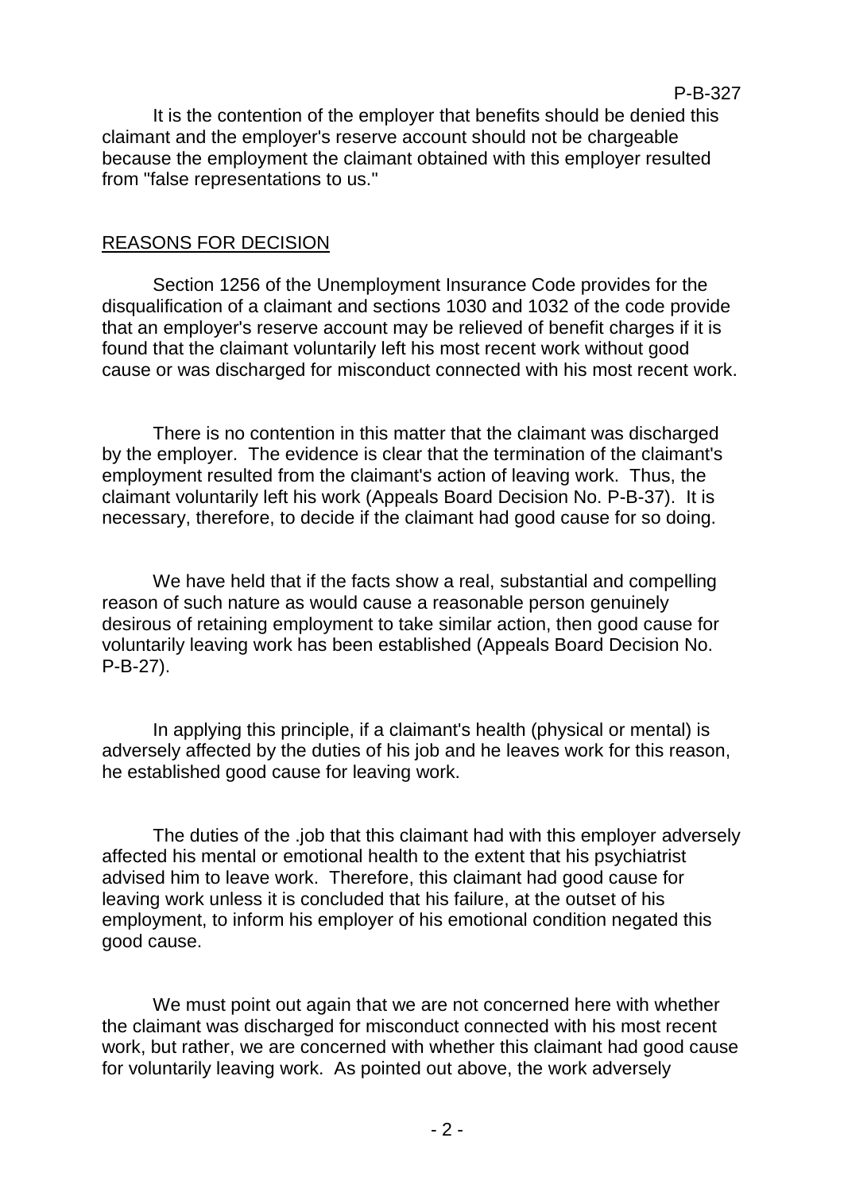It is the contention of the employer that benefits should be denied this claimant and the employer's reserve account should not be chargeable because the employment the claimant obtained with this employer resulted from "false representations to us."

## REASONS FOR DECISION

Section 1256 of the Unemployment Insurance Code provides for the disqualification of a claimant and sections 1030 and 1032 of the code provide that an employer's reserve account may be relieved of benefit charges if it is found that the claimant voluntarily left his most recent work without good cause or was discharged for misconduct connected with his most recent work.

There is no contention in this matter that the claimant was discharged by the employer. The evidence is clear that the termination of the claimant's employment resulted from the claimant's action of leaving work. Thus, the claimant voluntarily left his work (Appeals Board Decision No. P-B-37). It is necessary, therefore, to decide if the claimant had good cause for so doing.

We have held that if the facts show a real, substantial and compelling reason of such nature as would cause a reasonable person genuinely desirous of retaining employment to take similar action, then good cause for voluntarily leaving work has been established (Appeals Board Decision No. P-B-27).

In applying this principle, if a claimant's health (physical or mental) is adversely affected by the duties of his job and he leaves work for this reason, he established good cause for leaving work.

The duties of the .job that this claimant had with this employer adversely affected his mental or emotional health to the extent that his psychiatrist advised him to leave work. Therefore, this claimant had good cause for leaving work unless it is concluded that his failure, at the outset of his employment, to inform his employer of his emotional condition negated this good cause.

We must point out again that we are not concerned here with whether the claimant was discharged for misconduct connected with his most recent work, but rather, we are concerned with whether this claimant had good cause for voluntarily leaving work. As pointed out above, the work adversely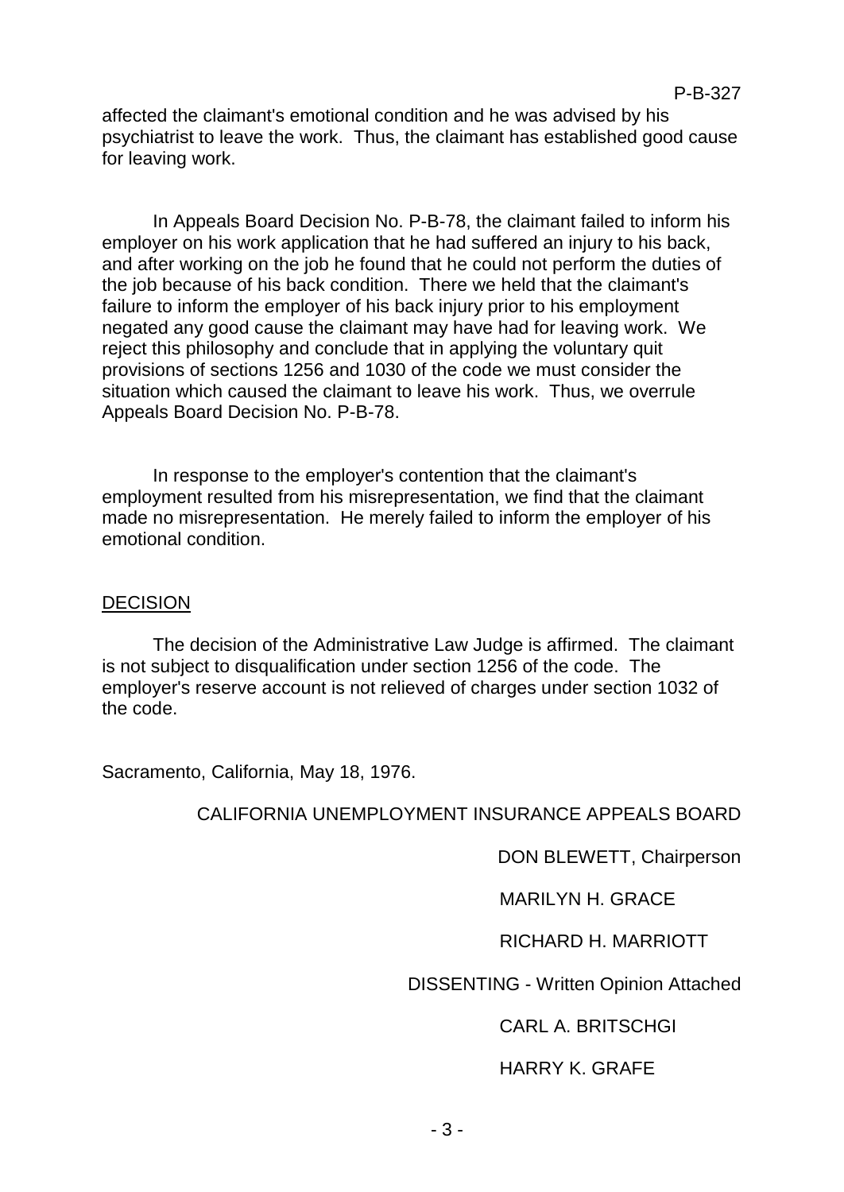affected the claimant's emotional condition and he was advised by his psychiatrist to leave the work. Thus, the claimant has established good cause for leaving work.

In Appeals Board Decision No. P-B-78, the claimant failed to inform his employer on his work application that he had suffered an injury to his back, and after working on the job he found that he could not perform the duties of the job because of his back condition. There we held that the claimant's failure to inform the employer of his back injury prior to his employment negated any good cause the claimant may have had for leaving work. We reject this philosophy and conclude that in applying the voluntary quit provisions of sections 1256 and 1030 of the code we must consider the situation which caused the claimant to leave his work. Thus, we overrule Appeals Board Decision No. P-B-78.

In response to the employer's contention that the claimant's employment resulted from his misrepresentation, we find that the claimant made no misrepresentation. He merely failed to inform the employer of his emotional condition.

DECISION

The decision of the Administrative Law Judge is affirmed. The claimant is not subject to disqualification under section 1256 of the code. The employer's reserve account is not relieved of charges under section 1032 of the code.

Sacramento, California, May 18, 1976.

CALIFORNIA UNEMPLOYMENT INSURANCE APPEALS BOARD

DON BLEWETT, Chairperson

MARILYN H. GRACE

RICHARD H. MARRIOTT

DISSENTING - Written Opinion Attached

CARL A. BRITSCHGI

HARRY K. GRAFE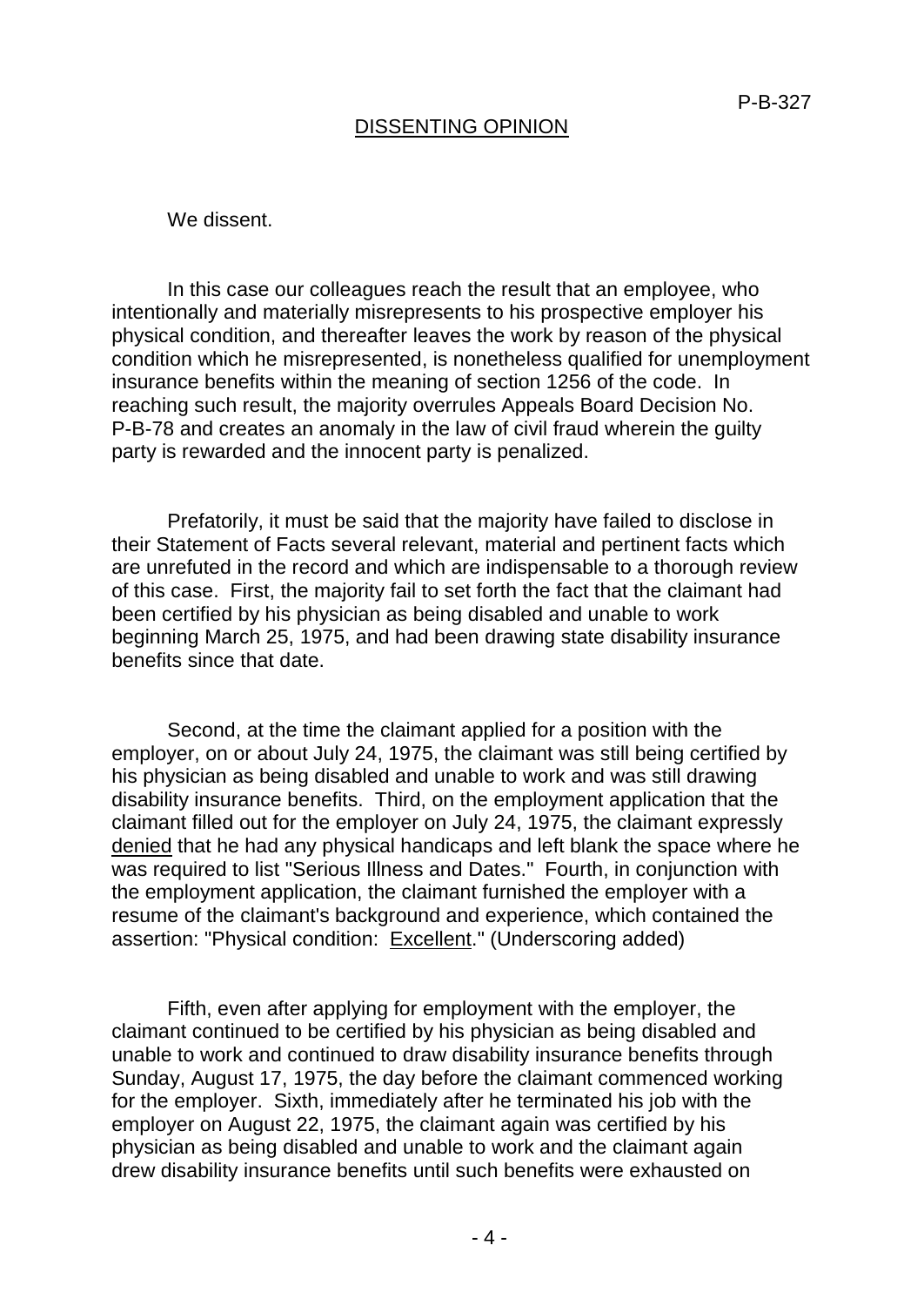## DISSENTING OPINION

We dissent.

In this case our colleagues reach the result that an employee, who intentionally and materially misrepresents to his prospective employer his physical condition, and thereafter leaves the work by reason of the physical condition which he misrepresented, is nonetheless qualified for unemployment insurance benefits within the meaning of section 1256 of the code. In reaching such result, the majority overrules Appeals Board Decision No. P-B-78 and creates an anomaly in the law of civil fraud wherein the guilty party is rewarded and the innocent party is penalized.

Prefatorily, it must be said that the majority have failed to disclose in their Statement of Facts several relevant, material and pertinent facts which are unrefuted in the record and which are indispensable to a thorough review of this case. First, the majority fail to set forth the fact that the claimant had been certified by his physician as being disabled and unable to work beginning March 25, 1975, and had been drawing state disability insurance benefits since that date.

Second, at the time the claimant applied for a position with the employer, on or about July 24, 1975, the claimant was still being certified by his physician as being disabled and unable to work and was still drawing disability insurance benefits. Third, on the employment application that the claimant filled out for the employer on July 24, 1975, the claimant expressly <u>denied</u> that he had any physical handicaps and left blank the space where he was required to list "Serious Illness and Dates." Fourth, in conjunction with the employment application, the claimant furnished the employer with a resume of the claimant's background and experience, which contained the assertion: "Physical condition: <u>Excellent</u>." (Underscoring added)

Fifth, even after applying for employment with the employer, the claimant continued to be certified by his physician as being disabled and unable to work and continued to draw disability insurance benefits through Sunday, August 17, 1975, the day before the claimant commenced working for the employer. Sixth, immediately after he terminated his job with the employer on August 22, 1975, the claimant again was certified by his physician as being disabled and unable to work and the claimant again drew disability insurance benefits until such benefits were exhausted on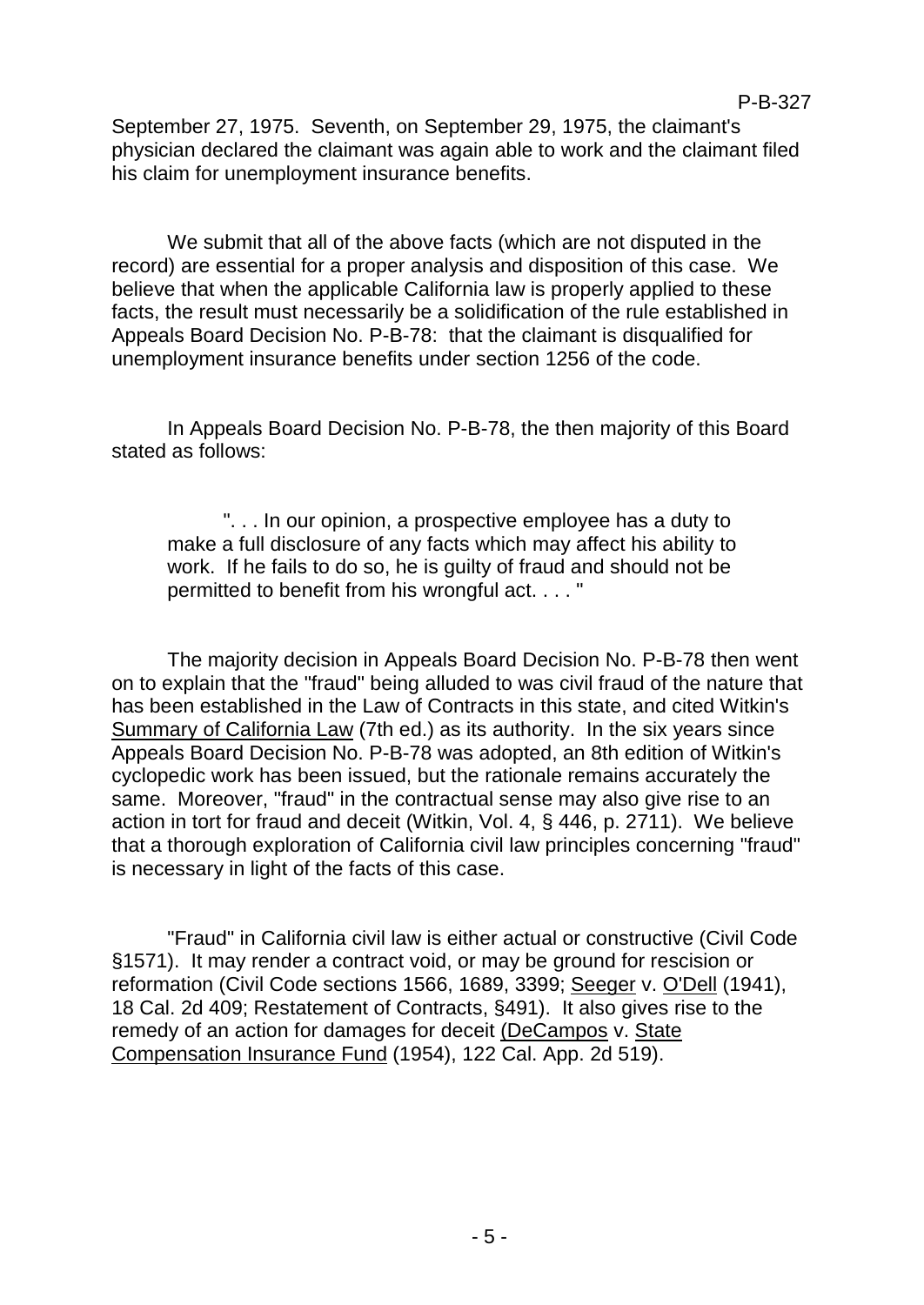September 27, 1975. Seventh, on September 29, 1975, the claimant's physician declared the claimant was again able to work and the claimant filed his claim for unemployment insurance benefits.

We submit that all of the above facts (which are not disputed in the record) are essential for a proper analysis and disposition of this case. We believe that when the applicable California law is properly applied to these facts, the result must necessarily be a solidification of the rule established in Appeals Board Decision No. P-B-78: that the claimant is disqualified for unemployment insurance benefits under section 1256 of the code.

In Appeals Board Decision No. P-B-78, the then majority of this Board stated as follows:

> ". . . In our opinion, a prospective employee has a duty to make a full disclosure of any facts which may affect his ability to work. If he fails to do so, he is guilty of fraud and should not be permitted to benefit from his wrongful act. . . . "

The majority decision in Appeals Board Decision No. P-B-78 then went on to explain that the "fraud" being alluded to was civil fraud of the nature that has been established in the Law of Contracts in this state, and cited Witkin's Summary of California Law (7th ed.) as its authority. In the six years since Appeals Board Decision No. P-B-78 was adopted, an 8th edition of Witkin's cyclopedic work has been issued, but the rationale remains accurately the same. Moreover, "fraud" in the contractual sense may also give rise to an action in tort for fraud and deceit (Witkin, Vol. 4, § 446, p. 2711). We believe that a thorough exploration of California civil law principles concerning "fraud" is necessary in light of the facts of this case.

"Fraud" in California civil law is either actual or constructive (Civil Code §1571). It may render a contract void, or may be ground for rescision or reformation (Civil Code sections 1566, 1689, 3399; Seeger v. O'Dell (1941), 18 Cal. 2d 409; Restatement of Contracts, §491). It also gives rise to the remedy of an action for damages for deceit (DeCampos v. State Compensation Insurance Fund (1954), 122 Cal. App. 2d 519).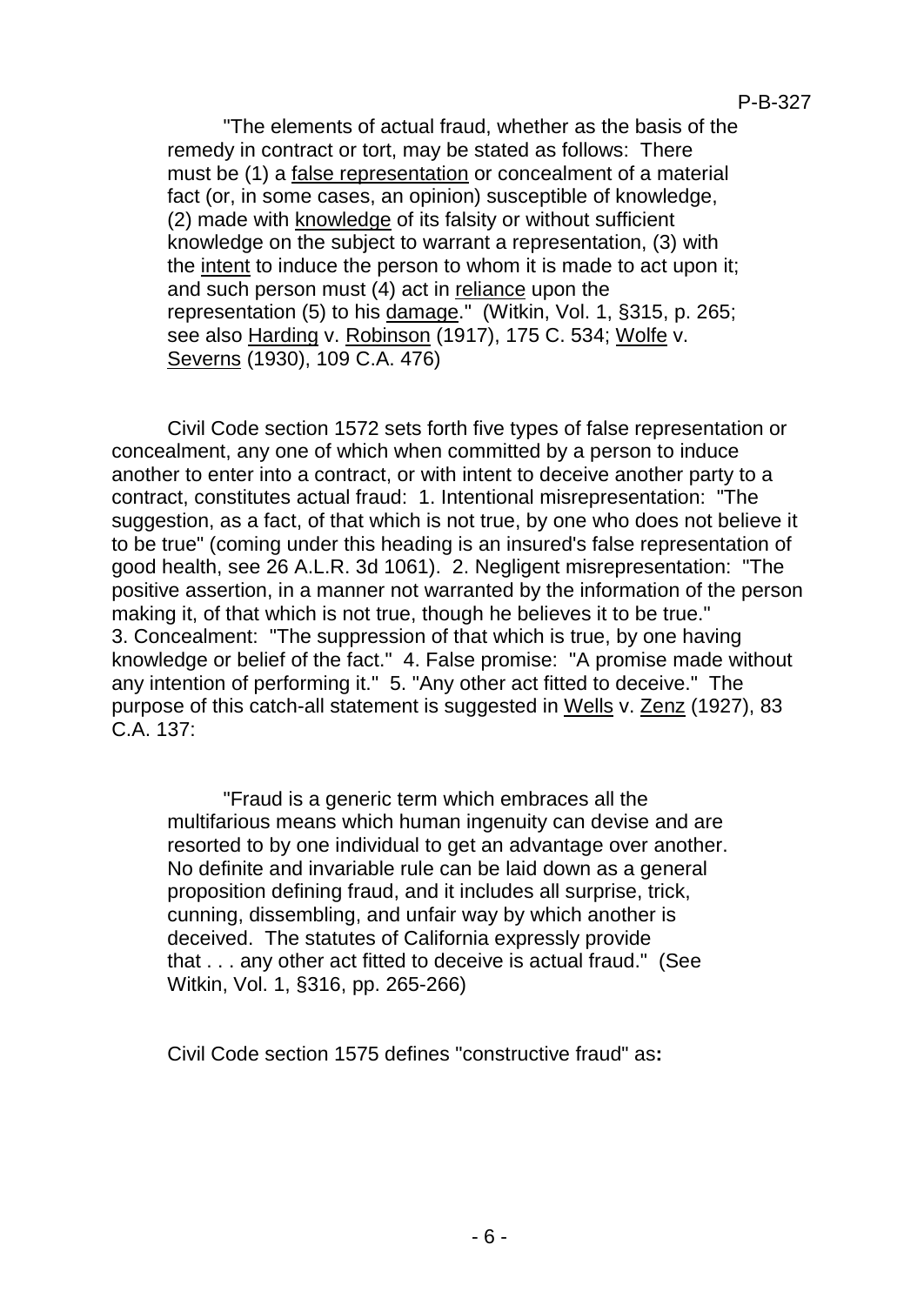"The elements of actual fraud, whether as the basis of the remedy in contract or tort, may be stated as follows: There must be (1) a false representation or concealment of a material fact (or, in some cases, an opinion) susceptible of knowledge, (2) made with knowledge of its falsity or without sufficient knowledge on the subject to warrant a representation, (3) with the intent to induce the person to whom it is made to act upon it; and such person must (4) act in reliance upon the representation (5) to his damage." (Witkin, Vol. 1, §315, p. 265; see also Harding v. Robinson (1917), 175 C. 534; Wolfe v. Severns (1930), 109 C.A. 476)

Civil Code section 1572 sets forth five types of false representation or concealment, any one of which when committed by a person to induce another to enter into a contract, or with intent to deceive another party to a contract, constitutes actual fraud: 1. Intentional misrepresentation: "The suggestion, as a fact, of that which is not true, by one who does not believe it to be true" (coming under this heading is an insured's false representation of good health, see 26 A.L.R. 3d 1061). 2. Negligent misrepresentation: "The positive assertion, in a manner not warranted by the information of the person making it, of that which is not true, though he believes it to be true." 3. Concealment: "The suppression of that which is true, by one having knowledge or belief of the fact." 4. False promise: "A promise made without any intention of performing it." 5. "Any other act fitted to deceive." The purpose of this catch-all statement is suggested in Wells v. Zenz (1927), 83 C.A. 137:

> "Fraud is a generic term which embraces all the multifarious means which human ingenuity can devise and are resorted to by one individual to get an advantage over another. No definite and invariable rule can be laid down as a general proposition defining fraud, and it includes all surprise, trick, cunning, dissembling, and unfair way by which another is deceived. The statutes of California expressly provide that . . . any other act fitted to deceive is actual fraud." (See Witkin, Vol. 1, §316, pp. 265-266)

Civil Code section 1575 defines "constructive fraud" as**:**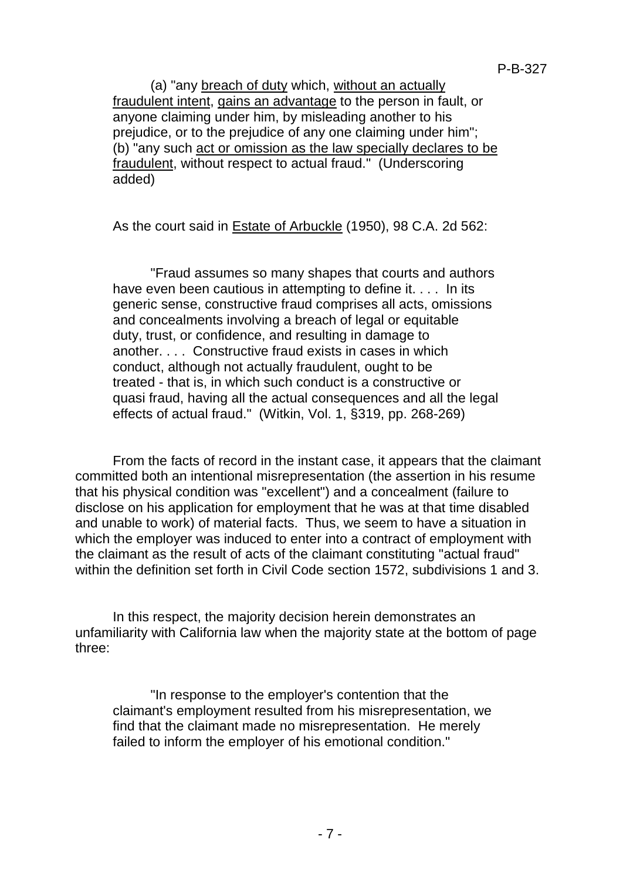(a) "any breach of duty which, without an actually fraudulent intent, gains an advantage to the person in fault, or anyone claiming under him, by misleading another to his prejudice, or to the prejudice of any one claiming under him"; (b) "any such act or omission as the law specially declares to be fraudulent, without respect to actual fraud." (Underscoring added)

As the court said in Estate of Arbuckle (1950), 98 C.A. 2d 562:

> "Fraud assumes so many shapes that courts and authors have even been cautious in attempting to define it. . . . In its generic sense, constructive fraud comprises all acts, omissions and concealments involving a breach of legal or equitable duty, trust, or confidence, and resulting in damage to another. . . . Constructive fraud exists in cases in which conduct, although not actually fraudulent, ought to be treated - that is, in which such conduct is a constructive or quasi fraud, having all the actual consequences and all the legal effects of actual fraud." (Witkin, Vol. 1, §319, pp. 268-269)

From the facts of record in the instant case, it appears that the claimant committed both an intentional misrepresentation (the assertion in his resume that his physical condition was "excellent") and a concealment (failure to disclose on his application for employment that he was at that time disabled and unable to work) of material facts. Thus, we seem to have a situation in which the employer was induced to enter into a contract of employment with the claimant as the result of acts of the claimant constituting "actual fraud" within the definition set forth in Civil Code section 1572, subdivisions 1 and 3.

In this respect, the majority decision herein demonstrates an unfamiliarity with California law when the majority state at the bottom of page three:

> "In response to the employer's contention that the claimant's employment resulted from his misrepresentation, we find that the claimant made no misrepresentation. He merely failed to inform the employer of his emotional condition."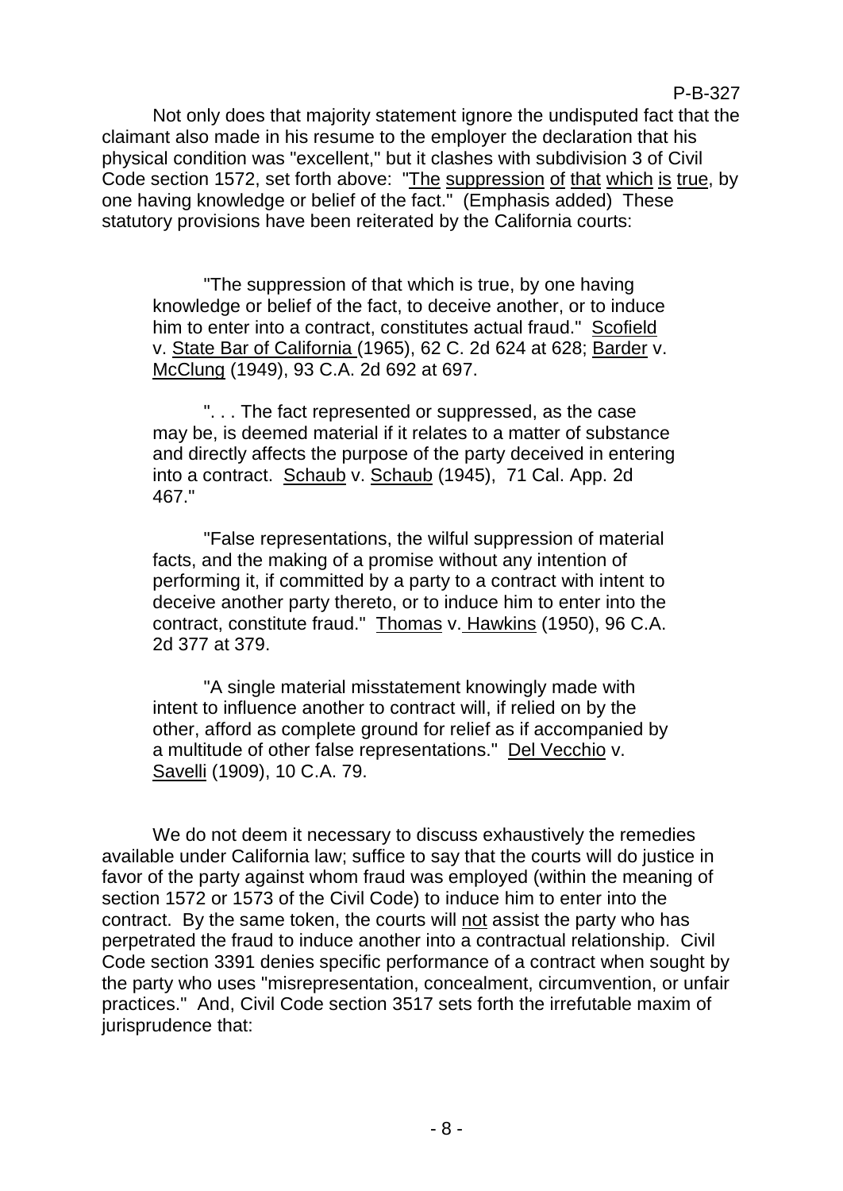Not only does that majority statement ignore the undisputed fact that the claimant also made in his resume to the employer the declaration that his physical condition was "excellent," but it clashes with subdivision 3 of Civil Code section 1572, set forth above: "The suppression of that which is true, by one having knowledge or belief of the fact." (Emphasis added) These statutory provisions have been reiterated by the California courts:

> "The suppression of that which is true, by one having knowledge or belief of the fact, to deceive another, or to induce him to enter into a contract, constitutes actual fraud." Scofield v. State Bar of California (1965), 62 C. 2d 624 at 628; Barder v. McClung (1949), 93 C.A. 2d 692 at 697.
>
> ". . . The fact represented or suppressed, as the case may be, is deemed material if it relates to a matter of substance and directly affects the purpose of the party deceived in entering into a contract. Schaub v. Schaub (1945), 71 Cal. App. 2d 467."
>
> "False representations, the wilful suppression of material facts, and the making of a promise without any intention of performing it, if committed by a party to a contract with intent to deceive another party thereto, or to induce him to enter into the contract, constitute fraud." Thomas v. Hawkins (1950), 96 C.A. 2d 377 at 379.
>
> "A single material misstatement knowingly made with intent to influence another to contract will, if relied on by the other, afford as complete ground for relief as if accompanied by a multitude of other false representations." Del Vecchio v. Savelli (1909), 10 C.A. 79.

We do not deem it necessary to discuss exhaustively the remedies available under California law; suffice to say that the courts will do justice in favor of the party against whom fraud was employed (within the meaning of section 1572 or 1573 of the Civil Code) to induce him to enter into the contract. By the same token, the courts will not assist the party who has perpetrated the fraud to induce another into a contractual relationship. Civil Code section 3391 denies specific performance of a contract when sought by the party who uses "misrepresentation, concealment, circumvention, or unfair practices." And, Civil Code section 3517 sets forth the irrefutable maxim of jurisprudence that: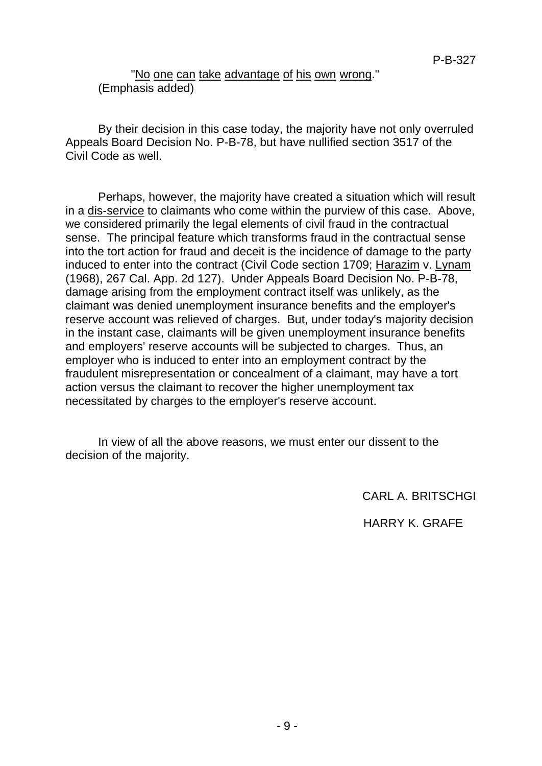"No one can take advantage of his own wrong." (Emphasis added)

By their decision in this case today, the majority have not only overruled Appeals Board Decision No. P-B-78, but have nullified section 3517 of the Civil Code as well.

Perhaps, however, the majority have created a situation which will result in a dis-service to claimants who come within the purview of this case. Above, we considered primarily the legal elements of civil fraud in the contractual sense. The principal feature which transforms fraud in the contractual sense into the tort action for fraud and deceit is the incidence of damage to the party induced to enter into the contract (Civil Code section 1709; Harazim v. Lynam (1968), 267 Cal. App. 2d 127). Under Appeals Board Decision No. P-B-78, damage arising from the employment contract itself was unlikely, as the claimant was denied unemployment insurance benefits and the employer's reserve account was relieved of charges. But, under today's majority decision in the instant case, claimants will be given unemployment insurance benefits and employers' reserve accounts will be subjected to charges. Thus, an employer who is induced to enter into an employment contract by the fraudulent misrepresentation or concealment of a claimant, may have a tort action versus the claimant to recover the higher unemployment tax necessitated by charges to the employer's reserve account.

In view of all the above reasons, we must enter our dissent to the decision of the majority.

CARL A. BRITSCHGI

HARRY K. GRAFE